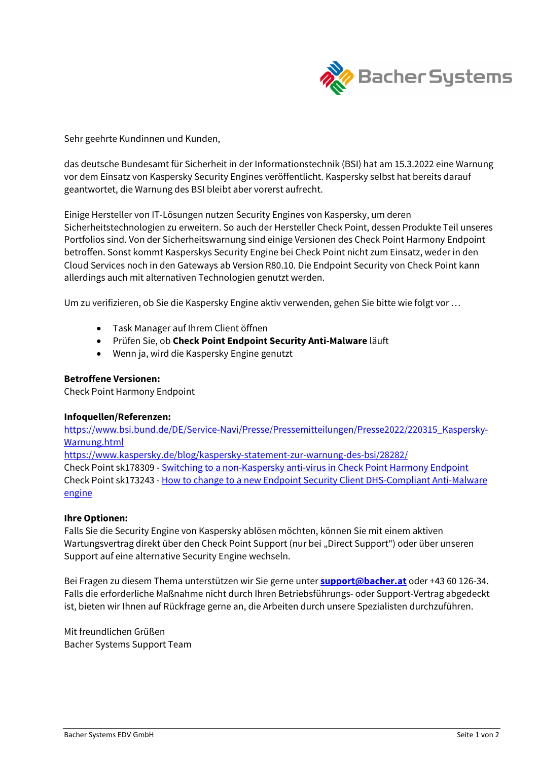Sehr geehrte Kundinnen und Kunden,

das deutsche Bundesamt für Sicherheit in der Informationstechnik (BSI) hat am 15.3.2022 eine Warnung vor dem Einsatz von Kaspersky Security Engines veröffentlicht. Kaspersky selbst hat bereits darauf geantwortet, die Warnung des BSI bleibt aber vorerst aufrecht.

Einige Hersteller von IT-Lösungen nutzen Security Engines von Kaspersky, um deren Sicherheitstechnologien zu erweitern. So auch der Hersteller Check Point, dessen Produkte Teil unseres Portfolios sind. Von der Sicherheitswarnung sind einige Versionen des Check Point Harmony Endpoint betroffen. Sonst kommt Kasperskys Security Engine bei Check Point nicht zum Einsatz, weder in den Cloud Services noch in den Gateways ab Version R80.10. Die Endpoint Security von Check Point kann allerdings auch mit alternativen Technologien genutzt werden.

Um zu verifizieren, ob Sie die Kaspersky Engine aktiv verwenden, gehen Sie bitte wie folgt vor …

- Task Manager auf Ihrem Client öffnen
- Prüfen Sie, ob **Check Point Endpoint Security Anti-Malware** läuft
- Wenn ja, wird die Kaspersky Engine genutzt

**Betroffene Versionen:**
Check Point Harmony Endpoint

**Infoquellen/Referenzen:**
https://www.bsi.bund.de/DE/Service-Navi/Presse/Pressemitteilungen/Presse2022/220315_Kaspersky-Warnung.html
https://www.kaspersky.de/blog/kaspersky-statement-zur-warnung-des-bsi/28282/
Check Point sk178309 - Switching to a non-Kaspersky anti-virus in Check Point Harmony Endpoint
Check Point sk173243 - How to change to a new Endpoint Security Client DHS-Compliant Anti-Malware engine

**Ihre Optionen:**
Falls Sie die Security Engine von Kaspersky ablösen möchten, können Sie mit einem aktiven Wartungsvertrag direkt über den Check Point Support (nur bei „Direct Support") oder über unseren Support auf eine alternative Security Engine wechseln.

Bei Fragen zu diesem Thema unterstützen wir Sie gerne unter **support@bacher.at** oder +43 60 126-34. Falls die erforderliche Maßnahme nicht durch Ihren Betriebsführungs- oder Support-Vertrag abgedeckt ist, bieten wir Ihnen auf Rückfrage gerne an, die Arbeiten durch unsere Spezialisten durchzuführen.

Mit freundlichen Grüßen
Bacher Systems Support Team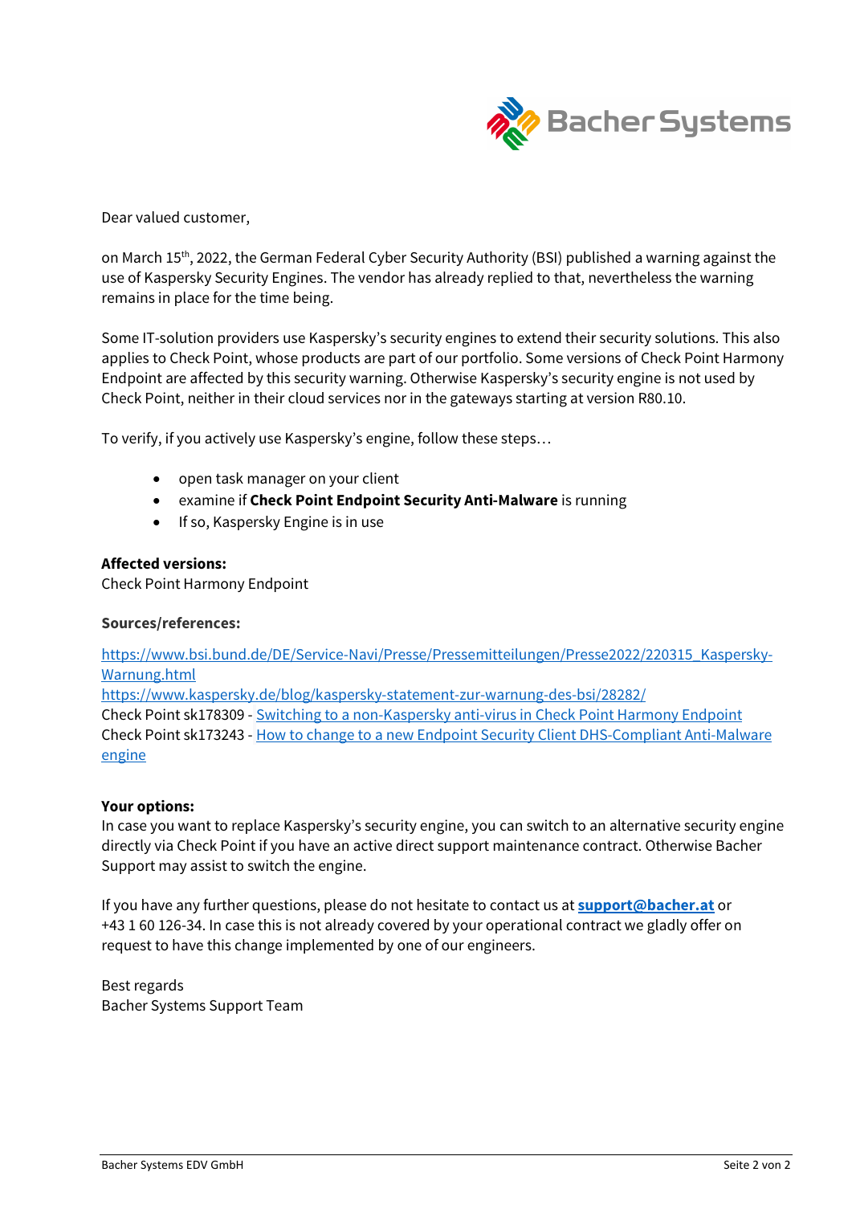Dear valued customer,

on March 15th, 2022, the German Federal Cyber Security Authority (BSI) published a warning against the use of Kaspersky Security Engines. The vendor has already replied to that, nevertheless the warning remains in place for the time being.

Some IT-solution providers use Kaspersky's security engines to extend their security solutions. This also applies to Check Point, whose products are part of our portfolio. Some versions of Check Point Harmony Endpoint are affected by this security warning. Otherwise Kaspersky's security engine is not used by Check Point, neither in their cloud services nor in the gateways starting at version R80.10.

To verify, if you actively use Kaspersky's engine, follow these steps…

- open task manager on your client
- examine if **Check Point Endpoint Security Anti-Malware** is running
- If so, Kaspersky Engine is in use

**Affected versions:**
Check Point Harmony Endpoint

**Sources/references:**

https://www.bsi.bund.de/DE/Service-Navi/Presse/Pressemitteilungen/Presse2022/220315_Kaspersky-Warnung.html
https://www.kaspersky.de/blog/kaspersky-statement-zur-warnung-des-bsi/28282/
Check Point sk178309 - Switching to a non-Kaspersky anti-virus in Check Point Harmony Endpoint
Check Point sk173243 - How to change to a new Endpoint Security Client DHS-Compliant Anti-Malware engine

**Your options:**
In case you want to replace Kaspersky's security engine, you can switch to an alternative security engine directly via Check Point if you have an active direct support maintenance contract. Otherwise Bacher Support may assist to switch the engine.

If you have any further questions, please do not hesitate to contact us at **support@bacher.at** or +43 1 60 126-34. In case this is not already covered by your operational contract we gladly offer on request to have this change implemented by one of our engineers.

Best regards
Bacher Systems Support Team